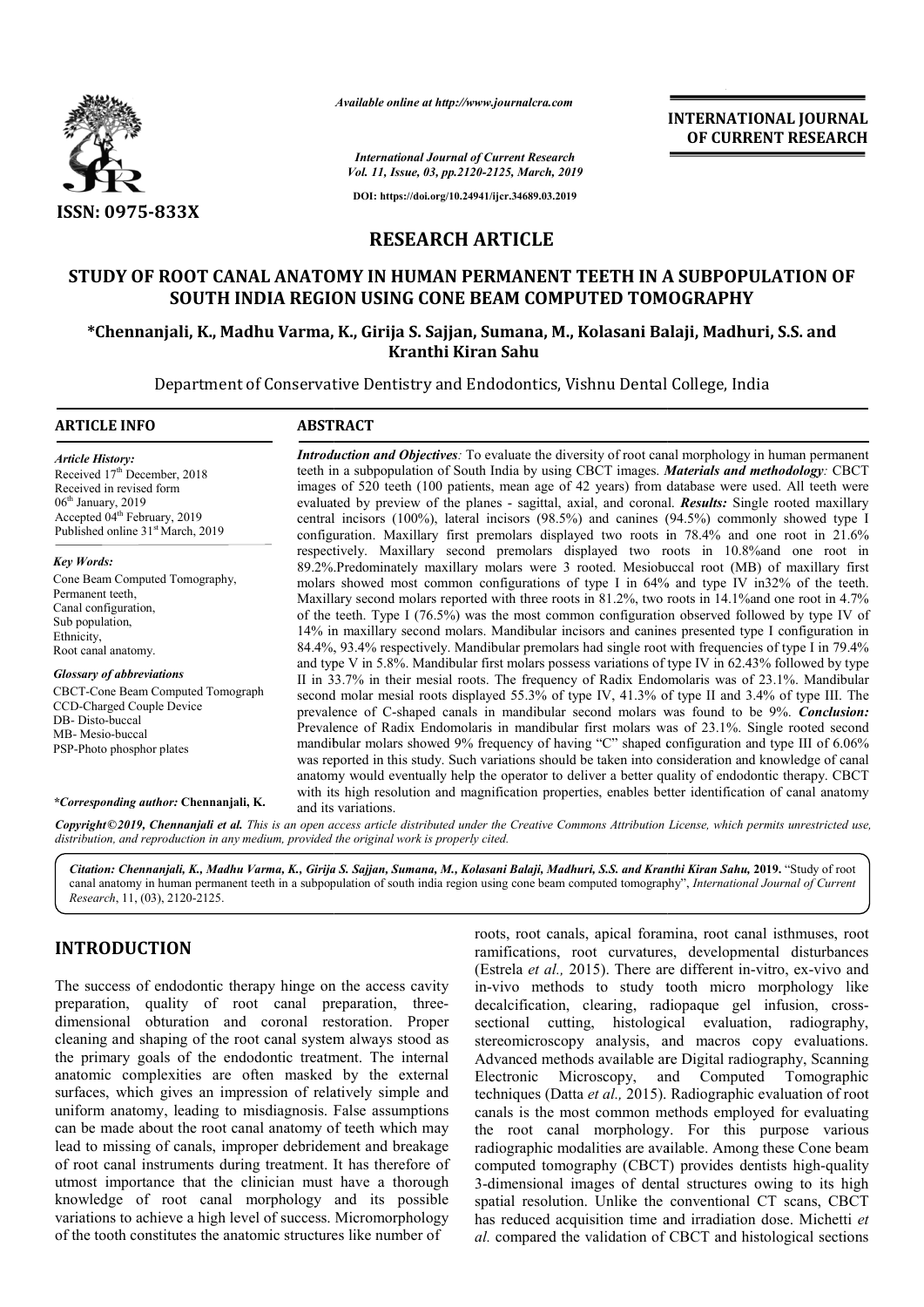*Available online at http://www.journalcra.com*

*International Journal of Current Research*
*Vol. 11, Issue, 03, pp.2120-2125, March, 2019*

**DOI: https://doi.org/10.24941/ijcr.34689.03.2019**

**INTERNATIONAL JOURNAL OF CURRENT RESEARCH**

**ISSN: 0975-833X**

# RESEARCH ARTICLE

# STUDY OF ROOT CANAL ANATOMY IN HUMAN PERMANENT TEETH IN A SUBPOPULATION OF SOUTH INDIA REGION USING CONE BEAM COMPUTED TOMOGRAPHY

**\*Chennanjali, K., Madhu Varma, K., Girija S. Sajjan, Sumana, M., Kolasani Balaji, Madhuri, S.S. and Kranthi Kiran Sahu**

Department of Conservative Dentistry and Endodontics, Vishnu Dental College, India

## ARTICLE INFO

*Article History:*
Received 17th December, 2018
Received in revised form
06th January, 2019
Accepted 04th February, 2019
Published online 31st March, 2019

*Key Words:*
Cone Beam Computed Tomography,
Permanent teeth,
Canal configuration,
Sub population,
Ethnicity,
Root canal anatomy.

*Glossary of abbreviations*
CBCT-Cone Beam Computed Tomograph
CCD-Charged Couple Device
DB- Disto-buccal
MB- Mesio-buccal
PSP-Photo phosphor plates

**\*Corresponding author:** Chennanjali, K.

## ABSTRACT

***Introduction and Objectives****:* To evaluate the diversity of root canal morphology in human permanent teeth in a subpopulation of South India by using CBCT images. ***Materials and methodology****:* CBCT images of 520 teeth (100 patients, mean age of 42 years) from database were used. All teeth were evaluated by preview of the planes - sagittal, axial, and coronal. ***Results:*** Single rooted maxillary central incisors (100%), lateral incisors (98.5%) and canines (94.5%) commonly showed type I configuration. Maxillary first premolars displayed two roots in 78.4% and one root in 21.6% respectively. Maxillary second premolars displayed two roots in 10.8%and one root in 89.2%.Predominately maxillary molars were 3 rooted. Mesiobuccal root (MB) of maxillary first molars showed most common configurations of type I in 64% and type IV in32% of the teeth. Maxillary second molars reported with three roots in 81.2%, two roots in 14.1%and one root in 4.7% of the teeth. Type I (76.5%) was the most common configuration observed followed by type IV of 14% in maxillary second molars. Mandibular incisors and canines presented type I configuration in 84.4%, 93.4% respectively. Mandibular premolars had single root with frequencies of type I in 79.4% and type V in 5.8%. Mandibular first molars possess variations of type IV in 62.43% followed by type II in 33.7% in their mesial roots. The frequency of Radix Endomolaris was of 23.1%. Mandibular second molar mesial roots displayed 55.3% of type IV, 41.3% of type II and 3.4% of type III. The prevalence of C-shaped canals in mandibular second molars was found to be 9%. ***Conclusion:*** Prevalence of Radix Endomolaris in mandibular first molars was of 23.1%. Single rooted second mandibular molars showed 9% frequency of having "C" shaped configuration and type III of 6.06% was reported in this study. Such variations should be taken into consideration and knowledge of canal anatomy would eventually help the operator to deliver a better quality of endodontic therapy. CBCT with its high resolution and magnification properties, enables better identification of canal anatomy and its variations.

*Copyright©2019, Chennanjali et al. This is an open access article distributed under the Creative Commons Attribution License, which permits unrestricted use, distribution, and reproduction in any medium, provided the original work is properly cited.*

***Citation:*** *Chennanjali, K., Madhu Varma, K., Girija S. Sajjan, Sumana, M., Kolasani Balaji, Madhuri, S.S. and Kranthi Kiran Sahu,* **2019.** "Study of root canal anatomy in human permanent teeth in a subpopulation of south india region using cone beam computed tomography", *International Journal of Current Research*, 11, (03), 2120-2125.

## INTRODUCTION

The success of endodontic therapy hinge on the access cavity preparation, quality of root canal preparation, three-dimensional obturation and coronal restoration. Proper cleaning and shaping of the root canal system always stood as the primary goals of the endodontic treatment. The internal anatomic complexities are often masked by the external surfaces, which gives an impression of relatively simple and uniform anatomy, leading to misdiagnosis. False assumptions can be made about the root canal anatomy of teeth which may lead to missing of canals, improper debridement and breakage of root canal instruments during treatment. It has therefore of utmost importance that the clinician must have a thorough knowledge of root canal morphology and its possible variations to achieve a high level of success. Micromorphology of the tooth constitutes the anatomic structures like number of roots, root canals, apical foramina, root canal isthmuses, root ramifications, root curvatures, developmental disturbances (Estrela *et al.,* 2015). There are different in-vitro, ex-vivo and in-vivo methods to study tooth micro morphology like decalcification, clearing, radiopaque gel infusion, cross-sectional cutting, histological evaluation, radiography, stereomicroscopy analysis, and macros copy evaluations. Advanced methods available are Digital radiography, Scanning Electronic Microscopy, and Computed Tomographic techniques (Datta *et al.,* 2015). Radiographic evaluation of root canals is the most common methods employed for evaluating the root canal morphology. For this purpose various radiographic modalities are available. Among these Cone beam computed tomography (CBCT) provides dentists high-quality 3-dimensional images of dental structures owing to its high spatial resolution. Unlike the conventional CT scans, CBCT has reduced acquisition time and irradiation dose. Michetti *et al.* compared the validation of CBCT and histological sections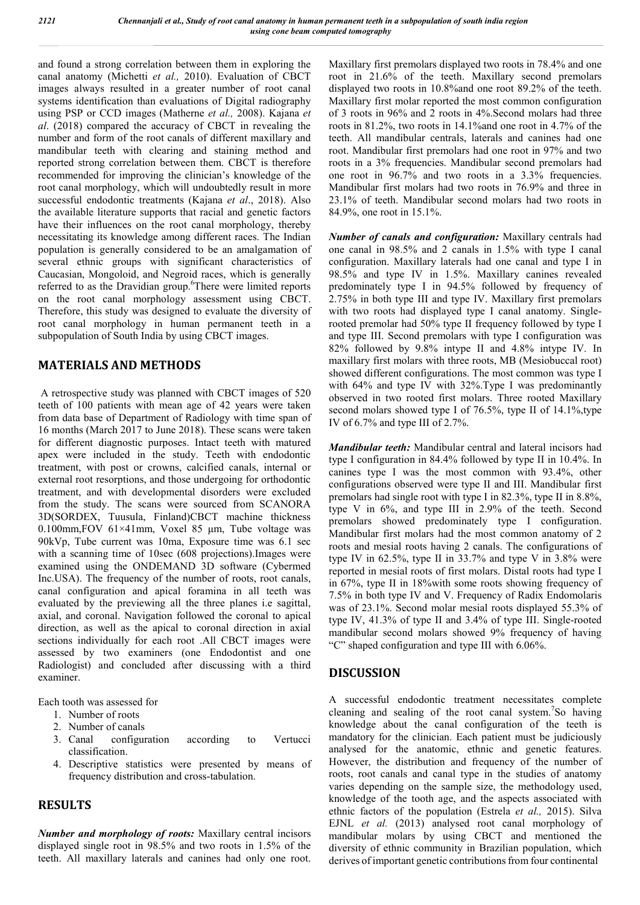and found a strong correlation between them in exploring the canal anatomy (Michetti *et al.,* 2010). Evaluation of CBCT images always resulted in a greater number of root canal systems identification than evaluations of Digital radiography using PSP or CCD images (Matherne *et al.,* 2008). Kajana *et al*. (2018) compared the accuracy of CBCT in revealing the number and form of the root canals of different maxillary and mandibular teeth with clearing and staining method and reported strong correlation between them. CBCT is therefore recommended for improving the clinician's knowledge of the root canal morphology, which will undoubtedly result in more successful endodontic treatments (Kajana *et al*., 2018). Also the available literature supports that racial and genetic factors have their influences on the root canal morphology, thereby necessitating its knowledge among different races. The Indian population is generally considered to be an amalgamation of several ethnic groups with significant characteristics of Caucasian, Mongoloid, and Negroid races, which is generally referred to as the Dravidian group.[6]There were limited reports on the root canal morphology assessment using CBCT. Therefore, this study was designed to evaluate the diversity of root canal morphology in human permanent teeth in a subpopulation of South India by using CBCT images.

## MATERIALS AND METHODS

A retrospective study was planned with CBCT images of 520 teeth of 100 patients with mean age of 42 years were taken from data base of Department of Radiology with time span of 16 months (March 2017 to June 2018). These scans were taken for different diagnostic purposes. Intact teeth with matured apex were included in the study. Teeth with endodontic treatment, with post or crowns, calcified canals, internal or external root resorptions, and those undergoing for orthodontic treatment, and with developmental disorders were excluded from the study. The scans were sourced from SCANORA 3D(SORDEX, Tuusula, Finland)CBCT machine thickness 0.100mm,FOV 61×41mm, Voxel 85 µm, Tube voltage was 90kVp, Tube current was 10ma, Exposure time was 6.1 sec with a scanning time of 10sec (608 projections).Images were examined using the ONDEMAND 3D software (Cybermed Inc.USA). The frequency of the number of roots, root canals, canal configuration and apical foramina in all teeth was evaluated by the previewing all the three planes i.e sagittal, axial, and coronal. Navigation followed the coronal to apical direction, as well as the apical to coronal direction in axial sections individually for each root .All CBCT images were assessed by two examiners (one Endodontist and one Radiologist) and concluded after discussing with a third examiner.

Each tooth was assessed for

1. Number of roots
2. Number of canals
3. Canal configuration according to Vertucci classification.
4. Descriptive statistics were presented by means of frequency distribution and cross-tabulation.

## RESULTS

***Number and morphology of roots:*** Maxillary central incisors displayed single root in 98.5% and two roots in 1.5% of the teeth. All maxillary laterals and canines had only one root. Maxillary first premolars displayed two roots in 78.4% and one root in 21.6% of the teeth. Maxillary second premolars displayed two roots in 10.8%and one root 89.2% of the teeth. Maxillary first molar reported the most common configuration of 3 roots in 96% and 2 roots in 4%.Second molars had three roots in 81.2%, two roots in 14.1%and one root in 4.7% of the teeth. All mandibular centrals, laterals and canines had one root. Mandibular first premolars had one root in 97% and two roots in a 3% frequencies. Mandibular second premolars had one root in 96.7% and two roots in a 3.3% frequencies. Mandibular first molars had two roots in 76.9% and three in 23.1% of teeth. Mandibular second molars had two roots in 84.9%, one root in 15.1%.

***Number of canals and configuration:*** Maxillary centrals had one canal in 98.5% and 2 canals in 1.5% with type I canal configuration. Maxillary laterals had one canal and type I in 98.5% and type IV in 1.5%. Maxillary canines revealed predominately type I in 94.5% followed by frequency of 2.75% in both type III and type IV. Maxillary first premolars with two roots had displayed type I canal anatomy. Single-rooted premolar had 50% type II frequency followed by type I and type III. Second premolars with type I configuration was 82% followed by 9.8% intype II and 4.8% intype IV. In maxillary first molars with three roots, MB (Mesiobuccal root) showed different configurations. The most common was type I with 64% and type IV with 32%.Type I was predominantly observed in two rooted first molars. Three rooted Maxillary second molars showed type I of 76.5%, type II of 14.1%,type IV of 6.7% and type III of 2.7%.

***Mandibular teeth:*** Mandibular central and lateral incisors had type I configuration in 84.4% followed by type II in 10.4%. In canines type I was the most common with 93.4%, other configurations observed were type II and III. Mandibular first premolars had single root with type I in 82.3%, type II in 8.8%, type V in 6%, and type III in 2.9% of the teeth. Second premolars showed predominately type I configuration. Mandibular first molars had the most common anatomy of 2 roots and mesial roots having 2 canals. The configurations of type IV in 62.5%, type II in 33.7% and type V in 3.8% were reported in mesial roots of first molars. Distal roots had type I in 67%, type II in 18%with some roots showing frequency of 7.5% in both type IV and V. Frequency of Radix Endomolaris was of 23.1%. Second molar mesial roots displayed 55.3% of type IV, 41.3% of type II and 3.4% of type III. Single-rooted mandibular second molars showed 9% frequency of having "C" shaped configuration and type III with 6.06%.

## DISCUSSION

A successful endodontic treatment necessitates complete cleaning and sealing of the root canal system.[7]So having knowledge about the canal configuration of the teeth is mandatory for the clinician. Each patient must be judiciously analysed for the anatomic, ethnic and genetic features. However, the distribution and frequency of the number of roots, root canals and canal type in the studies of anatomy varies depending on the sample size, the methodology used, knowledge of the tooth age, and the aspects associated with ethnic factors of the population (Estrela *et al.,* 2015). Silva EJNL *et al.* (2013) analysed root canal morphology of mandibular molars by using CBCT and mentioned the diversity of ethnic community in Brazilian population, which derives of important genetic contributions from four continental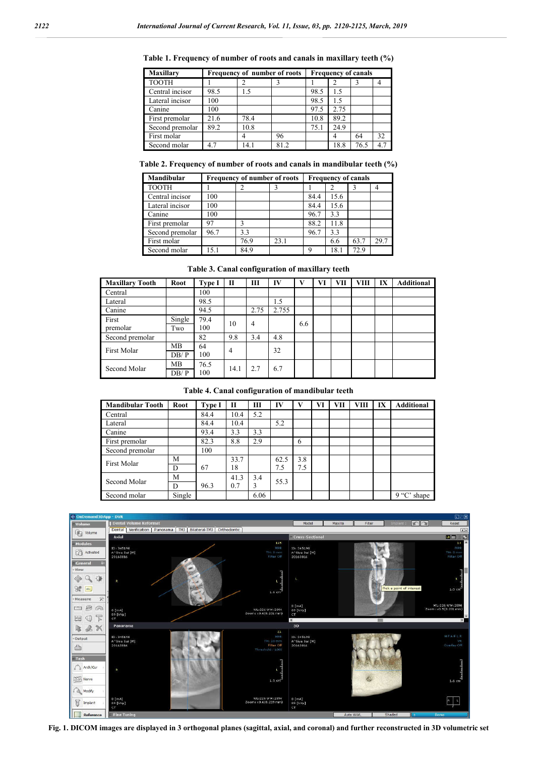**Table 1. Frequency of number of roots and canals in maxillary teeth (%)**

| Maxillary | Frequency of number of roots | | | Frequency of canals | | | |
|---|---|---|---|---|---|---|---|
| TOOTH | 1 | 2 | 3 | 1 | 2 | 3 | 4 |
| Central incisor | 98.5 | 1.5 | | 98.5 | 1.5 | | |
| Lateral incisor | 100 | | | 98.5 | 1.5 | | |
| Canine | 100 | | | 97.5 | 2.75 | | |
| First premolar | 21.6 | 78.4 | | 10.8 | 89.2 | | |
| Second premolar | 89.2 | 10.8 | | 75.1 | 24.9 | | |
| First molar | | 4 | 96 | | 4 | 64 | 32 |
| Second molar | 4.7 | 14.1 | 81.2 | | 18.8 | 76.5 | 4.7 |

**Table 2. Frequency of number of roots and canals in mandibular teeth (%)**

| Mandibular | Frequency of number of roots | | | Frequency of canals | | | |
|---|---|---|---|---|---|---|---|
| TOOTH | 1 | 2 | 3 | 1 | 2 | 3 | 4 |
| Central incisor | 100 | | | 84.4 | 15.6 | | |
| Lateral incisor | 100 | | | 84.4 | 15.6 | | |
| Canine | 100 | | | 96.7 | 3.3 | | |
| First premolar | 97 | 3 | | 88.2 | 11.8 | | |
| Second premolar | 96.7 | 3.3 | | 96.7 | 3.3 | | |
| First molar | | 76.9 | 23.1 | | 6.6 | 63.7 | 29.7 |
| Second molar | 15.1 | 84.9 | | 9 | 18.1 | 72.9 | |

**Table 3. Canal configuration of maxillary teeth**

| Maxillary Tooth | Root | Type I | II | III | IV | V | VI | VII | VIII | IX | Additional |
|---|---|---|---|---|---|---|---|---|---|---|---|
| Central | | 100 | | | | | | | | | |
| Lateral | | 98.5 | | | 1.5 | | | | | | |
| Canine | | 94.5 | | 2.75 | 2.755 | | | | | | |
| First premolar | Single | 79.4 | 10 | 4 | | 6.6 | | | | | |
| | Two | 100 | | | | | | | | | |
| Second premolar | | 82 | 9.8 | 3.4 | 4.8 | | | | | | |
| First Molar | MB | 64 | 4 | | 32 | | | | | | |
| | DB/ P | 100 | | | | | | | | | |
| Second Molar | MB | 76.5 | 14.1 | 2.7 | 6.7 | | | | | | |
| | DB/ P | 100 | | | | | | | | | |

**Table 4. Canal configuration of mandibular teeth**

| Mandibular Tooth | Root | Type I | II | III | IV | V | VI | VII | VIII | IX | Additional |
|---|---|---|---|---|---|---|---|---|---|---|---|
| Central | | 84.4 | 10.4 | 5.2 | | | | | | | |
| Lateral | | 84.4 | 10.4 | | 5.2 | | | | | | |
| Canine | | 93.4 | 3.3 | 3.3 | | | | | | | |
| First premolar | | 82.3 | 8.8 | 2.9 | | 6 | | | | | |
| Second premolar | | 100 | | | | | | | | | |
| First Molar | M | | 33.7 | | 62.5 | 3.8 | | | | | |
| | D | 67 | 18 | | 7.5 | 7.5 | | | | | |
| Second Molar | M | | 41.3 | 3.4 | 55.3 | | | | | | |
| | D | 96.3 | 0.7 | 3 | | | | | | | |
| Second molar | Single | | | 6.06 | | | | | | | 9 "C' shape |

**Fig. 1. DICOM images are displayed in 3 orthogonal planes (sagittal, axial, and coronal) and further reconstructed in 3D volumetric set**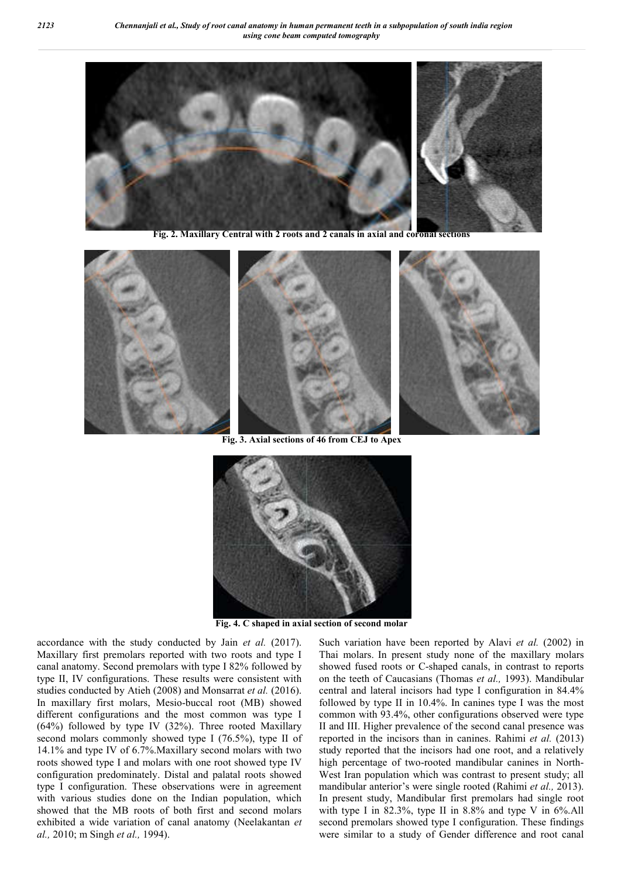Fig. 2. Maxillary Central with 2 roots and 2 canals in axial and coronal sections

Fig. 3. Axial sections of 46 from CEJ to Apex

Fig. 4. C shaped in axial section of second molar

accordance with the study conducted by Jain *et al.* (2017). Maxillary first premolars reported with two roots and type I canal anatomy. Second premolars with type I 82% followed by type II, IV configurations. These results were consistent with studies conducted by Atieh (2008) and Monsarrat *et al.* (2016). In maxillary first molars, Mesio-buccal (MB) showed different configurations and the most common was type I (64%) followed by type IV (32%). Three rooted Maxillary second molars commonly showed type I (76.5%), type II of 14.1% and type IV of 6.7%.Maxillary second molars with two roots showed type I and molars with one root showed type IV configuration predominately. Distal and palatal roots showed type I configuration. These observations were in agreement with various studies done on the Indian population, which showed that the MB roots of both first and second molars exhibited a wide variation of canal anatomy (Neelakantan *et al.,* 2010; m Singh *et al.,* 1994).

Such variation have been reported by Alavi *et al.* (2002) in Thai molars. In present study none of the maxillary molars showed fused roots or C-shaped canals, in contrast to reports on the teeth of Caucasians (Thomas *et al.,* 1993). Mandibular central and lateral incisors had type I configuration in 84.4% followed by type II in 10.4%. In canines type I was the most common with 93.4%, other configurations observed were type II and III. Higher prevalence of the second canal presence was reported in the incisors than in canines. Rahimi *et al.* (2013) study reported that the incisors had one root, and a relatively high percentage of two-rooted mandibular canines in North-West Iran population which was contrast to present study; all mandibular anterior's were single rooted (Rahimi *et al.,* 2013). In present study, Mandibular first premolars had single root with type I in 82.3%, type II in 8.8% and type V in 6%.All second premolars showed type I configuration. These findings were similar to a study of Gender difference and root canal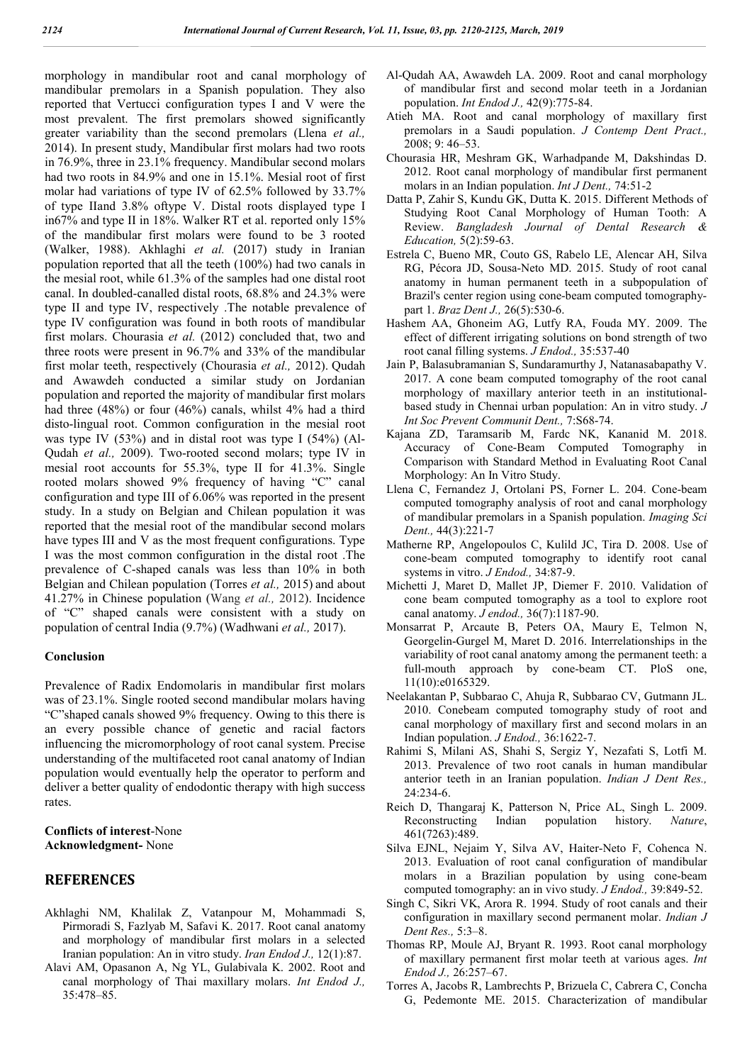morphology in mandibular root and canal morphology of mandibular premolars in a Spanish population. They also reported that Vertucci configuration types I and V were the most prevalent. The first premolars showed significantly greater variability than the second premolars (Llena *et al.,* 2014). In present study, Mandibular first molars had two roots in 76.9%, three in 23.1% frequency. Mandibular second molars had two roots in 84.9% and one in 15.1%. Mesial root of first molar had variations of type IV of 62.5% followed by 33.7% of type IIand 3.8% oftype V. Distal roots displayed type I in67% and type II in 18%. Walker RT et al. reported only 15% of the mandibular first molars were found to be 3 rooted (Walker, 1988). Akhlaghi *et al.* (2017) study in Iranian population reported that all the teeth (100%) had two canals in the mesial root, while 61.3% of the samples had one distal root canal. In doubled-canalled distal roots, 68.8% and 24.3% were type II and type IV, respectively .The notable prevalence of type IV configuration was found in both roots of mandibular first molars. Chourasia *et al.* (2012) concluded that, two and three roots were present in 96.7% and 33% of the mandibular first molar teeth, respectively (Chourasia *et al.,* 2012). Qudah and Awawdeh conducted a similar study on Jordanian population and reported the majority of mandibular first molars had three (48%) or four (46%) canals, whilst 4% had a third disto-lingual root. Common configuration in the mesial root was type IV (53%) and in distal root was type I (54%) (Al-Qudah *et al.,* 2009). Two-rooted second molars; type IV in mesial root accounts for 55.3%, type II for 41.3%. Single rooted molars showed 9% frequency of having "C" canal configuration and type III of 6.06% was reported in the present study. In a study on Belgian and Chilean population it was reported that the mesial root of the mandibular second molars have types III and V as the most frequent configurations. Type I was the most common configuration in the distal root .The prevalence of C-shaped canals was less than 10% in both Belgian and Chilean population (Torres *et al.,* 2015) and about 41.27% in Chinese population (Wang *et al.,* 2012). Incidence of "C" shaped canals were consistent with a study on population of central India (9.7%) (Wadhwani *et al.,* 2017).

## Conclusion

Prevalence of Radix Endomolaris in mandibular first molars was of 23.1%. Single rooted second mandibular molars having "C"shaped canals showed 9% frequency. Owing to this there is an every possible chance of genetic and racial factors influencing the micromorphology of root canal system. Precise understanding of the multifaceted root canal anatomy of Indian population would eventually help the operator to perform and deliver a better quality of endodontic therapy with high success rates.

**Conflicts of interest**-None
**Acknowledgment-** None

## REFERENCES

- Akhlaghi NM, Khalilak Z, Vatanpour M, Mohammadi S, Pirmoradi S, Fazlyab M, Safavi K. 2017. Root canal anatomy and morphology of mandibular first molars in a selected Iranian population: An in vitro study. *Iran Endod J.,* 12(1):87.
- Alavi AM, Opasanon A, Ng YL, Gulabivala K. 2002. Root and canal morphology of Thai maxillary molars. *Int Endod J.,* 35:478–85.
- Al-Qudah AA, Awawdeh LA. 2009. Root and canal morphology of mandibular first and second molar teeth in a Jordanian population. *Int Endod J.,* 42(9):775-84.
- Atieh MA. Root and canal morphology of maxillary first premolars in a Saudi population. *J Contemp Dent Pract.,* 2008; 9: 46–53.
- Chourasia HR, Meshram GK, Warhadpande M, Dakshindas D. 2012. Root canal morphology of mandibular first permanent molars in an Indian population. *Int J Dent.,* 74:51-2
- Datta P, Zahir S, Kundu GK, Dutta K. 2015. Different Methods of Studying Root Canal Morphology of Human Tooth: A Review. *Bangladesh Journal of Dental Research & Education,* 5(2):59-63.
- Estrela C, Bueno MR, Couto GS, Rabelo LE, Alencar AH, Silva RG, Pécora JD, Sousa-Neto MD. 2015. Study of root canal anatomy in human permanent teeth in a subpopulation of Brazil's center region using cone-beam computed tomography-part 1. *Braz Dent J.,* 26(5):530-6.
- Hashem AA, Ghoneim AG, Lutfy RA, Fouda MY. 2009. The effect of different irrigating solutions on bond strength of two root canal filling systems. *J Endod.,* 35:537-40
- Jain P, Balasubramanian S, Sundaramurthy J, Natanasabapathy V. 2017. A cone beam computed tomography of the root canal morphology of maxillary anterior teeth in an institutional-based study in Chennai urban population: An in vitro study. *J Int Soc Prevent Communit Dent.,* 7:S68-74.
- Kajana ZD, Taramsarib M, Fardc NK, Kananid M. 2018. Accuracy of Cone-Beam Computed Tomography in Comparison with Standard Method in Evaluating Root Canal Morphology: An In Vitro Study.
- Llena C, Fernandez J, Ortolani PS, Forner L. 204. Cone-beam computed tomography analysis of root and canal morphology of mandibular premolars in a Spanish population. *Imaging Sci Dent.,* 44(3):221-7
- Matherne RP, Angelopoulos C, Kulild JC, Tira D. 2008. Use of cone-beam computed tomography to identify root canal systems in vitro. *J Endod.,* 34:87-9.
- Michetti J, Maret D, Mallet JP, Diemer F. 2010. Validation of cone beam computed tomography as a tool to explore root canal anatomy. *J endod.,* 36(7):1187-90.
- Monsarrat P, Arcaute B, Peters OA, Maury E, Telmon N, Georgelin-Gurgel M, Maret D. 2016. Interrelationships in the variability of root canal anatomy among the permanent teeth: a full-mouth approach by cone-beam CT. PloS one, 11(10):e0165329.
- Neelakantan P, Subbarao C, Ahuja R, Subbarao CV, Gutmann JL. 2010. Conebeam computed tomography study of root and canal morphology of maxillary first and second molars in an Indian population. *J Endod.,* 36:1622-7.
- Rahimi S, Milani AS, Shahi S, Sergiz Y, Nezafati S, Lotfi M. 2013. Prevalence of two root canals in human mandibular anterior teeth in an Iranian population. *Indian J Dent Res.,* 24:234-6.
- Reich D, Thangaraj K, Patterson N, Price AL, Singh L. 2009. Reconstructing Indian population history. *Nature*, 461(7263):489.
- Silva EJNL, Nejaim Y, Silva AV, Haiter-Neto F, Cohenca N. 2013. Evaluation of root canal configuration of mandibular molars in a Brazilian population by using cone-beam computed tomography: an in vivo study. *J Endod.,* 39:849-52.
- Singh C, Sikri VK, Arora R. 1994. Study of root canals and their configuration in maxillary second permanent molar. *Indian J Dent Res.,* 5:3–8.
- Thomas RP, Moule AJ, Bryant R. 1993. Root canal morphology of maxillary permanent first molar teeth at various ages. *Int Endod J.,* 26:257–67.
- Torres A, Jacobs R, Lambrechts P, Brizuela C, Cabrera C, Concha G, Pedemonte ME. 2015. Characterization of mandibular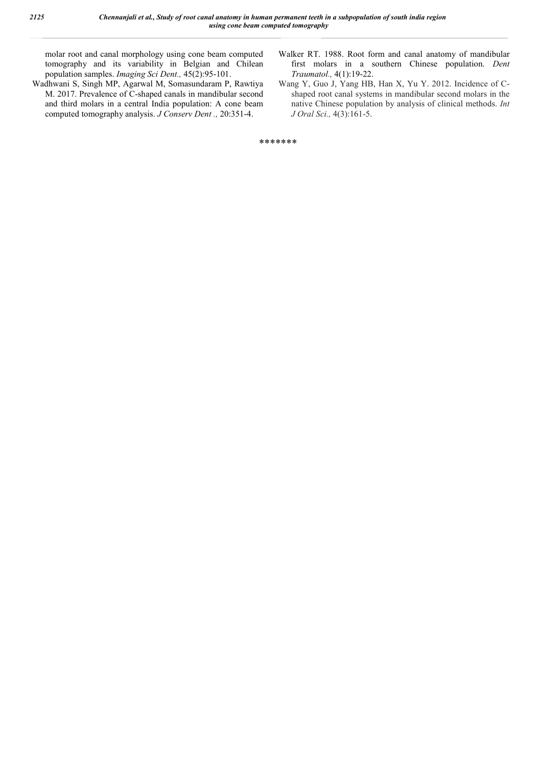molar root and canal morphology using cone beam computed tomography and its variability in Belgian and Chilean population samples. *Imaging Sci Dent.,* 45(2):95-101.

Wadhwani S, Singh MP, Agarwal M, Somasundaram P, Rawtiya M. 2017. Prevalence of C-shaped canals in mandibular second and third molars in a central India population: A cone beam computed tomography analysis. *J Conserv Dent .,* 20:351-4.

Walker RT. 1988. Root form and canal anatomy of mandibular first molars in a southern Chinese population. *Dent Traumatol.,* 4(1):19-22.

Wang Y, Guo J, Yang HB, Han X, Yu Y. 2012. Incidence of C-shaped root canal systems in mandibular second molars in the native Chinese population by analysis of clinical methods. *Int J Oral Sci.,* 4(3):161-5.

*******